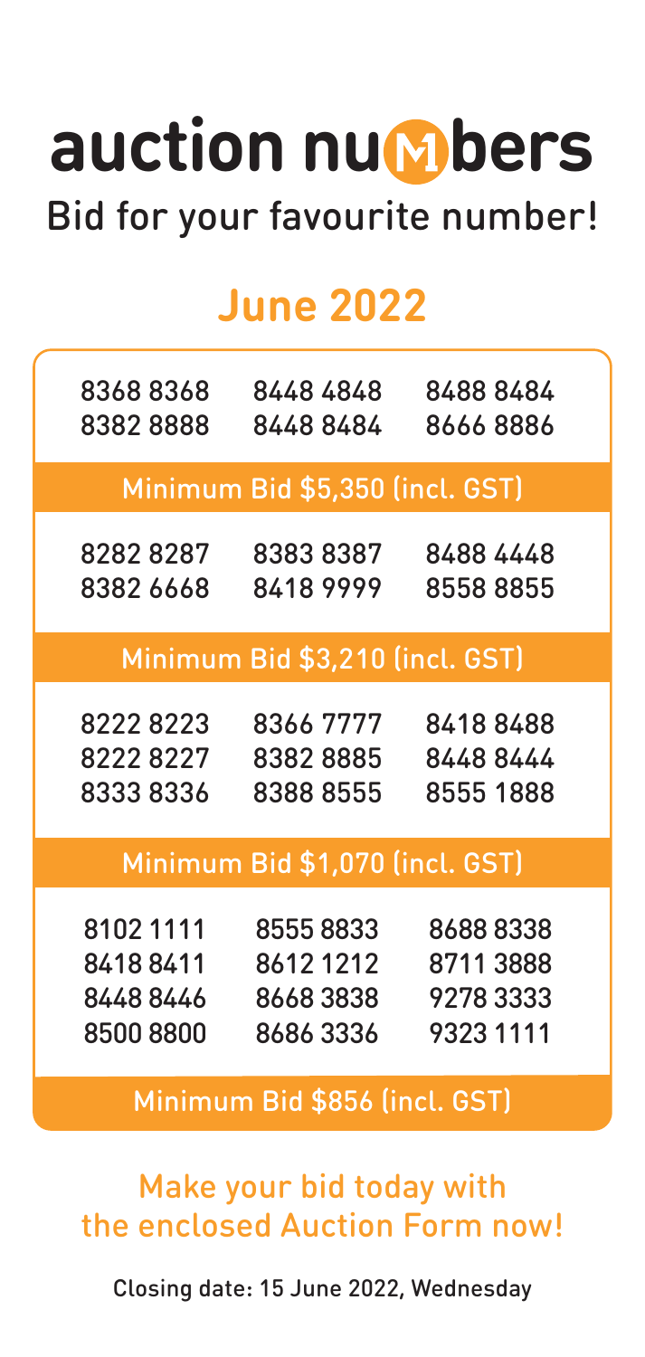# auction numbers

Bid for your favourite number!

## June 2022

| | | |
|---|---|---|
| 8368 8368 | 8448 4848 | 8488 8484 |
| 8382 8888 | 8448 8484 | 8666 8886 |

**Minimum Bid $5,350 (incl. GST)**

| | | |
|---|---|---|
| 8282 8287 | 8383 8387 | 8488 4448 |
| 8382 6668 | 8418 9999 | 8558 8855 |

**Minimum Bid $3,210 (incl. GST)**

| | | |
|---|---|---|
| 8222 8223 | 8366 7777 | 8418 8488 |
| 8222 8227 | 8382 8885 | 8448 8444 |
| 8333 8336 | 8388 8555 | 8555 1888 |

**Minimum Bid $1,070 (incl. GST)**

| | | |
|---|---|---|
| 8102 1111 | 8555 8833 | 8688 8338 |
| 8418 8411 | 8612 1212 | 8711 3888 |
| 8448 8446 | 8668 3838 | 9278 3333 |
| 8500 8800 | 8686 3336 | 9323 1111 |

**Minimum Bid $856 (incl. GST)**

Make your bid today with the enclosed Auction Form now!

Closing date: 15 June 2022, Wednesday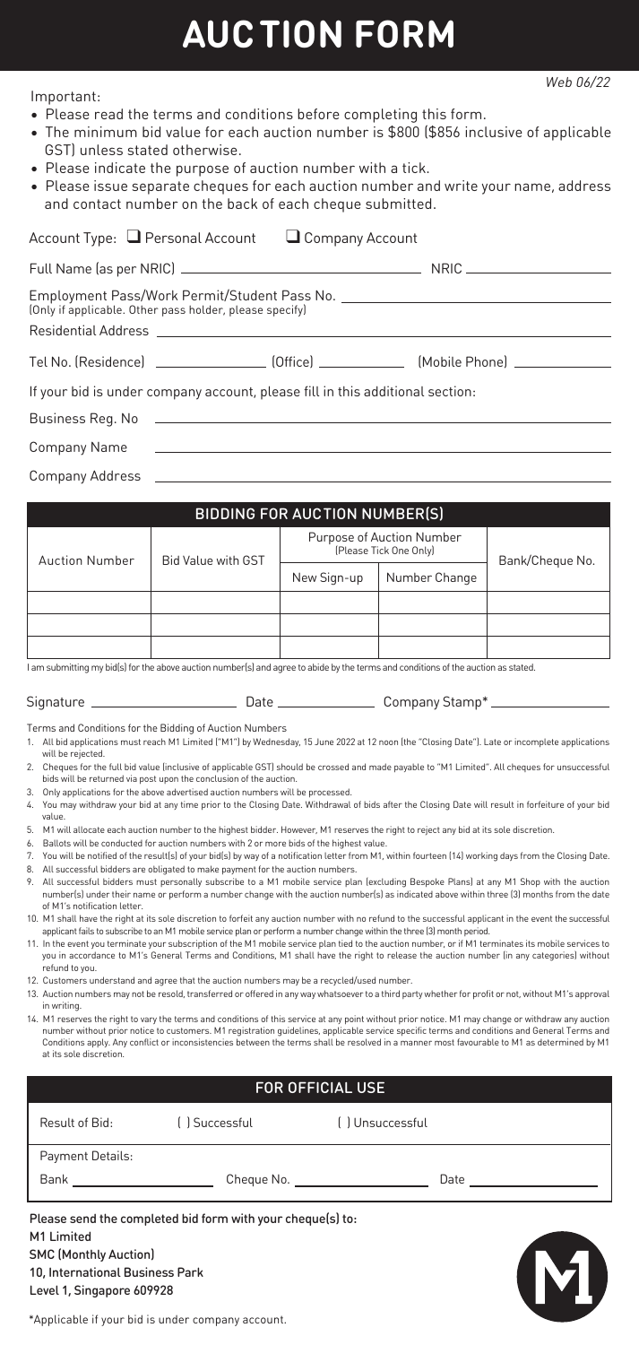# AUCTION FORM

*Web 06/22*

Important:

- Please read the terms and conditions before completing this form.
- The minimum bid value for each auction number is $800 ($856 inclusive of applicable GST) unless stated otherwise.
- Please indicate the purpose of auction number with a tick.
- Please issue separate cheques for each auction number and write your name, address and contact number on the back of each cheque submitted.

Account Type: ❑ Personal Account ❑ Company Account

Full Name (as per NRIC) ______________________ NRIC ______________

Employment Pass/Work Permit/Student Pass No. ______________________
(Only if applicable. Other pass holder, please specify)

Residential Address ______________________

Tel No. (Residence) __________ (Office) __________ (Mobile Phone) __________

If your bid is under company account, please fill in this additional section:

Business Reg. No ______________________

Company Name ______________________

Company Address ______________________

## BIDDING FOR AUCTION NUMBER(S)

| Auction Number | Bid Value with GST | Purpose of Auction Number (Please Tick One Only) | | Bank/Cheque No. |
|---|---|---|---|---|
| | | New Sign-up | Number Change | |
| | | | | |
| | | | | |
| | | | | |

I am submitting my bid(s) for the above auction number(s) and agree to abide by the terms and conditions of the auction as stated.

Signature ______________ Date ______________ Company Stamp* ______________

Terms and Conditions for the Bidding of Auction Numbers

1. All bid applications must reach M1 Limited ("M1") by Wednesday, 15 June 2022 at 12 noon (the "Closing Date"). Late or incomplete applications will be rejected.
2. Cheques for the full bid value (inclusive of applicable GST) should be crossed and made payable to "M1 Limited". All cheques for unsuccessful bids will be returned via post upon the conclusion of the auction.
3. Only applications for the above advertised auction numbers will be processed.
4. You may withdraw your bid at any time prior to the Closing Date. Withdrawal of bids after the Closing Date will result in forfeiture of your bid value.
5. M1 will allocate each auction number to the highest bidder. However, M1 reserves the right to reject any bid at its sole discretion.
6. Ballots will be conducted for auction numbers with 2 or more bids of the highest value.
7. You will be notified of the result(s) of your bid(s) by way of a notification letter from M1, within fourteen (14) working days from the Closing Date.
8. All successful bidders are obligated to make payment for the auction numbers.
9. All successful bidders must personally subscribe to a M1 mobile service plan (excluding Bespoke Plans) at any M1 Shop with the auction number(s) under their name or perform a number change with the auction number(s) as indicated above within three (3) months from the date of M1's notification letter.
10. M1 shall have the right at its sole discretion to forfeit any auction number with no refund to the successful applicant in the event the successful applicant fails to subscribe to an M1 mobile service plan or perform a number change within the three (3) month period.
11. In the event you terminate your subscription of the M1 mobile service plan tied to the auction number, or if M1 terminates its mobile services to you in accordance to M1's General Terms and Conditions, M1 shall have the right to release the auction number (in any categories) without refund to you.
12. Customers understand and agree that the auction numbers may be a recycled/used number.
13. Auction numbers may not be resold, transferred or offered in any way whatsoever to a third party whether for profit or not, without M1's approval in writing.
14. M1 reserves the right to vary the terms and conditions of this service at any point without prior notice. M1 may change or withdraw any auction number without prior notice to customers. M1 registration guidelines, applicable service specific terms and conditions and General Terms and Conditions apply. Any conflict or inconsistencies between the terms shall be resolved in a manner most favourable to M1 as determined by M1 at its sole discretion.

## FOR OFFICIAL USE

Result of Bid: ( ) Successful ( ) Unsuccessful

Payment Details:

Bank ______________ Cheque No. ______________ Date ______________

Please send the completed bid form with your cheque(s) to:
M1 Limited
SMC (Monthly Auction)
10, International Business Park
Level 1, Singapore 609928

*Applicable if your bid is under company account.